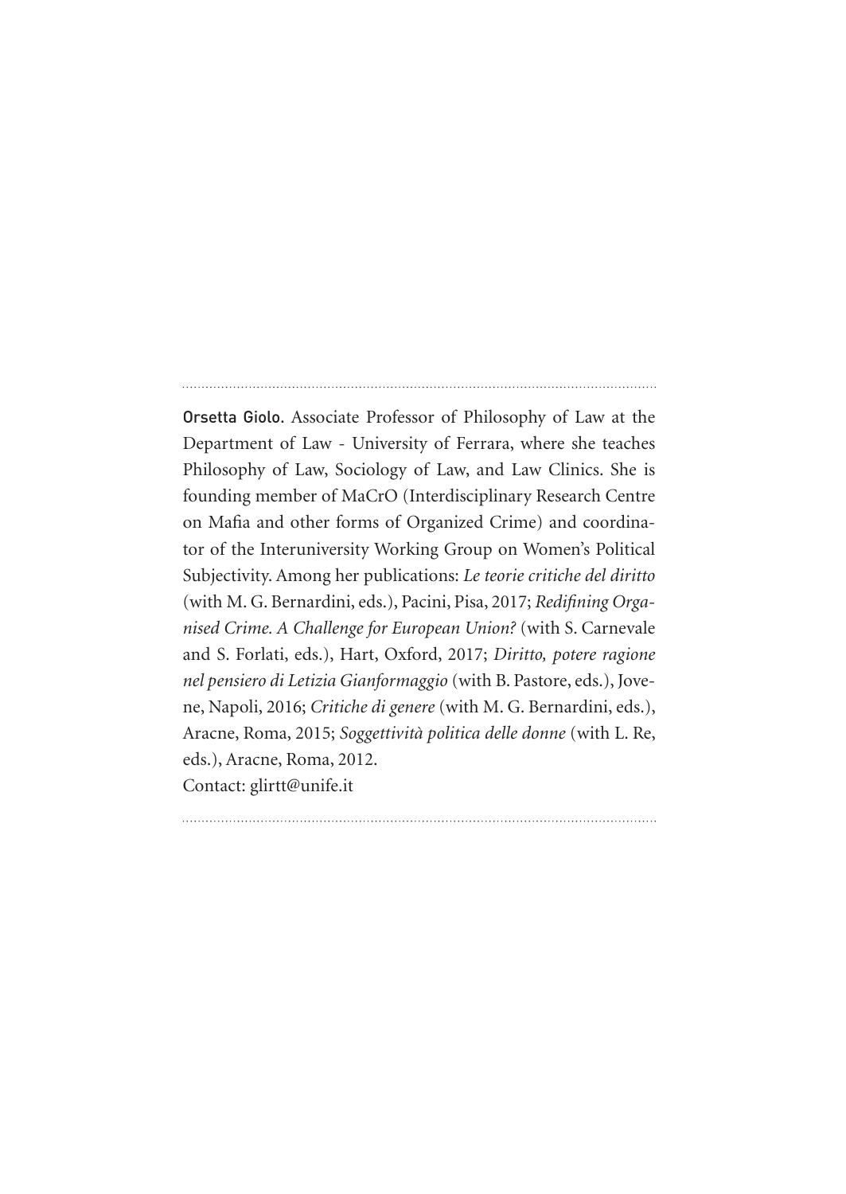**Orsetta Giolo.** Associate Professor of Philosophy of Law at the Department of Law - University of Ferrara, where she teaches Philosophy of Law, Sociology of Law, and Law Clinics. She is founding member of MaCrO (Interdisciplinary Research Centre on Mafia and other forms of Organized Crime) and coordinator of the Interuniversity Working Group on Women's Political Subjectivity. Among her publications: *Le teorie critiche del diritto* (with M. G. Bernardini, eds.), Pacini, Pisa, 2017; *Redifining Organised Crime. A Challenge for European Union?* (with S. Carnevale and S. Forlati, eds.), Hart, Oxford, 2017; *Diritto, potere ragione nel pensiero di Letizia Gianformaggio* (with B. Pastore, eds.), Jovene, Napoli, 2016; *Critiche di genere* (with M. G. Bernardini, eds.), Aracne, Roma, 2015; *Soggettività politica delle donne* (with L. Re, eds.), Aracne, Roma, 2012.
Contact: glirtt@unife.it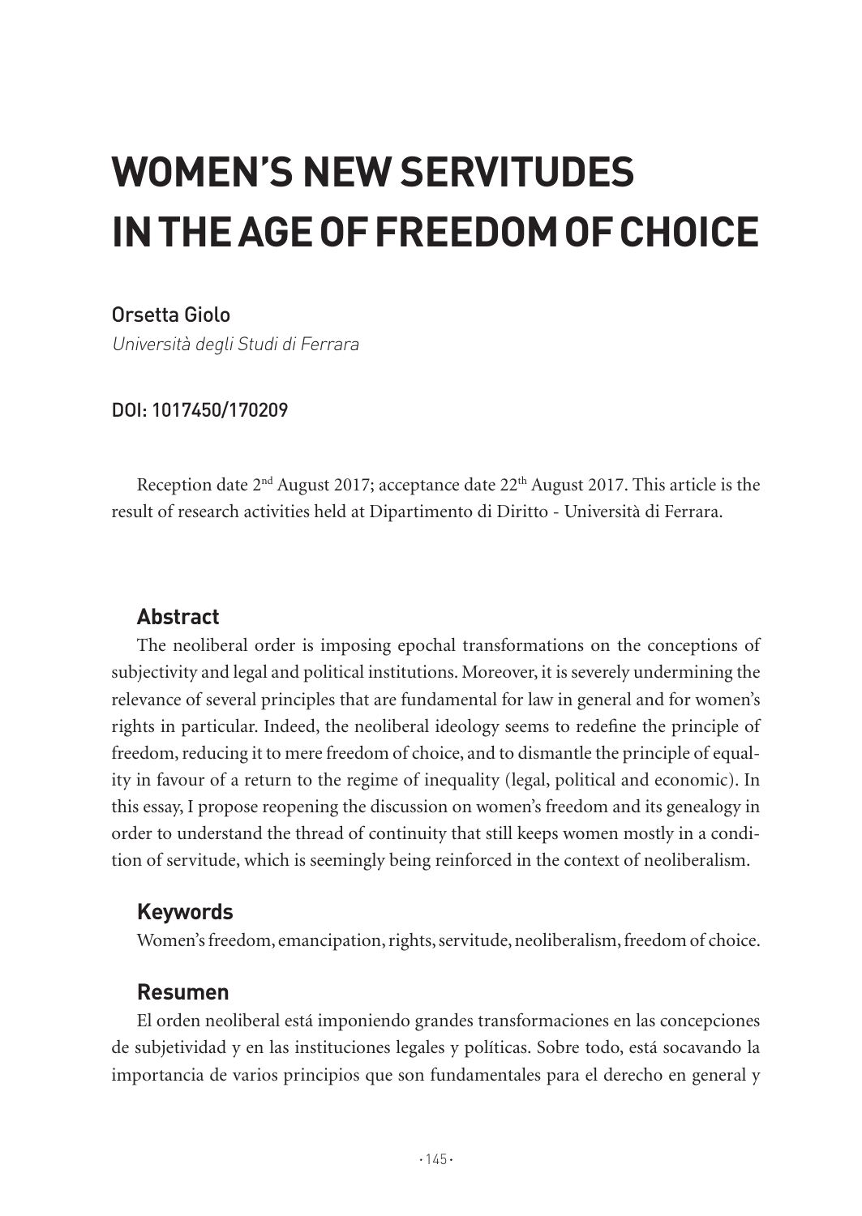# WOMEN'S NEW SERVITUDES IN THE AGE OF FREEDOM OF CHOICE

Orsetta Giolo

*Università degli Studi di Ferrara*

DOI: 1017450/170209

Reception date 2[nd] August 2017; acceptance date 22[th] August 2017. This article is the result of research activities held at Dipartimento di Diritto - Università di Ferrara.

## Abstract

The neoliberal order is imposing epochal transformations on the conceptions of subjectivity and legal and political institutions. Moreover, it is severely undermining the relevance of several principles that are fundamental for law in general and for women's rights in particular. Indeed, the neoliberal ideology seems to redefine the principle of freedom, reducing it to mere freedom of choice, and to dismantle the principle of equality in favour of a return to the regime of inequality (legal, political and economic). In this essay, I propose reopening the discussion on women's freedom and its genealogy in order to understand the thread of continuity that still keeps women mostly in a condition of servitude, which is seemingly being reinforced in the context of neoliberalism.

## Keywords

Women's freedom, emancipation, rights, servitude, neoliberalism, freedom of choice.

## Resumen

El orden neoliberal está imponiendo grandes transformaciones en las concepciones de subjetividad y en las instituciones legales y políticas. Sobre todo, está socavando la importancia de varios principios que son fundamentales para el derecho en general y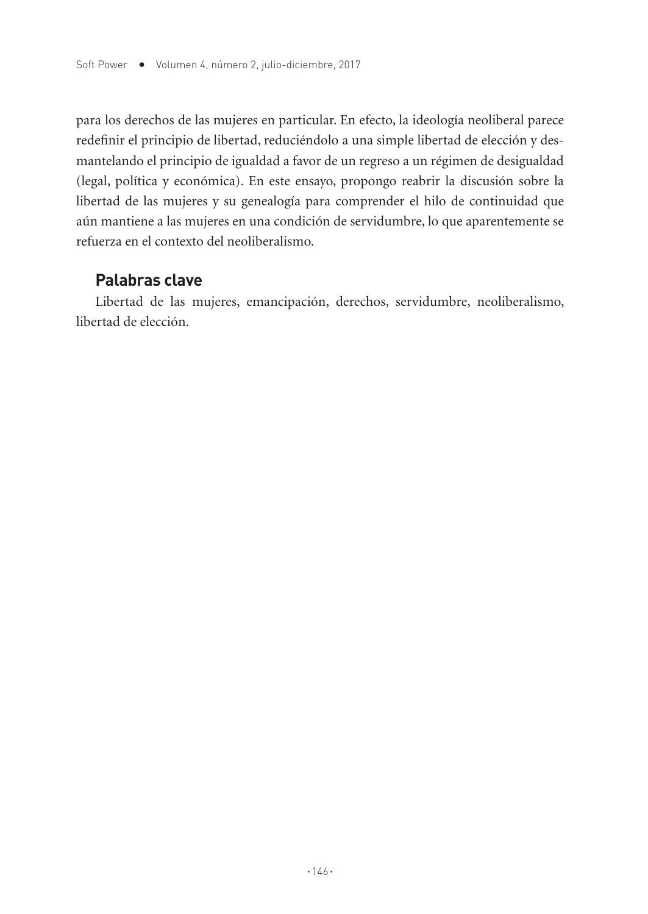para los derechos de las mujeres en particular. En efecto, la ideología neoliberal parece redefinir el principio de libertad, reduciéndolo a una simple libertad de elección y desmantelando el principio de igualdad a favor de un regreso a un régimen de desigualdad (legal, política y económica). En este ensayo, propongo reabrir la discusión sobre la libertad de las mujeres y su genealogía para comprender el hilo de continuidad que aún mantiene a las mujeres en una condición de servidumbre, lo que aparentemente se refuerza en el contexto del neoliberalismo.

## Palabras clave

Libertad de las mujeres, emancipación, derechos, servidumbre, neoliberalismo, libertad de elección.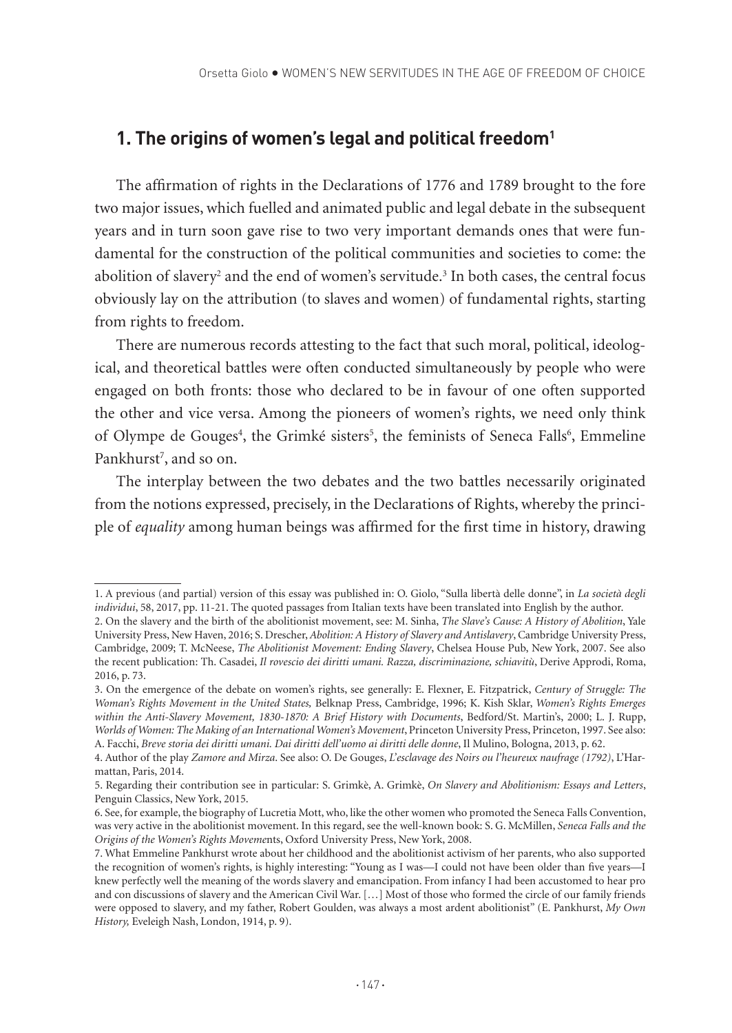## 1. The origins of women's legal and political freedom[1]

The affirmation of rights in the Declarations of 1776 and 1789 brought to the fore two major issues, which fuelled and animated public and legal debate in the subsequent years and in turn soon gave rise to two very important demands ones that were fundamental for the construction of the political communities and societies to come: the abolition of slavery[2] and the end of women's servitude.[3] In both cases, the central focus obviously lay on the attribution (to slaves and women) of fundamental rights, starting from rights to freedom.

There are numerous records attesting to the fact that such moral, political, ideological, and theoretical battles were often conducted simultaneously by people who were engaged on both fronts: those who declared to be in favour of one often supported the other and vice versa. Among the pioneers of women's rights, we need only think of Olympe de Gouges[4], the Grimké sisters[5], the feminists of Seneca Falls[6], Emmeline Pankhurst[7], and so on.

The interplay between the two debates and the two battles necessarily originated from the notions expressed, precisely, in the Declarations of Rights, whereby the principle of *equality* among human beings was affirmed for the first time in history, drawing

---

1. A previous (and partial) version of this essay was published in: O. Giolo, "Sulla libertà delle donne", in *La società degli individui*, 58, 2017, pp. 11-21. The quoted passages from Italian texts have been translated into English by the author.

2. On the slavery and the birth of the abolitionist movement, see: M. Sinha, *The Slave's Cause: A History of Abolition*, Yale University Press, New Haven, 2016; S. Drescher, *Abolition: A History of Slavery and Antislavery*, Cambridge University Press, Cambridge, 2009; T. McNeese, *The Abolitionist Movement: Ending Slavery*, Chelsea House Pub, New York, 2007. See also the recent publication: Th. Casadei, *Il rovescio dei diritti umani. Razza, discriminazione, schiavitù*, Derive Approdi, Roma, 2016, p. 73.

3. On the emergence of the debate on women's rights, see generally: E. Flexner, E. Fitzpatrick, *Century of Struggle: The Woman's Rights Movement in the United States,* Belknap Press, Cambridge, 1996; K. Kish Sklar, *Women's Rights Emerges within the Anti-Slavery Movement, 1830-1870: A Brief History with Documents*, Bedford/St. Martin's, 2000; L. J. Rupp, *Worlds of Women: The Making of an International Women's Movement*, Princeton University Press, Princeton, 1997. See also: A. Facchi, *Breve storia dei diritti umani. Dai diritti dell'uomo ai diritti delle donne*, Il Mulino, Bologna, 2013, p. 62.

4. Author of the play *Zamore and Mirza*. See also: O. De Gouges, *L'esclavage des Noirs ou l'heureux naufrage (1792)*, L'Harmattan, Paris, 2014.

5. Regarding their contribution see in particular: S. Grimkè, A. Grimkè, *On Slavery and Abolitionism: Essays and Letters*, Penguin Classics, New York, 2015.

6. See, for example, the biography of Lucretia Mott, who, like the other women who promoted the Seneca Falls Convention, was very active in the abolitionist movement. In this regard, see the well-known book: S. G. McMillen, *Seneca Falls and the Origins of the Women's Rights Moveme*nts, Oxford University Press, New York, 2008.

7. What Emmeline Pankhurst wrote about her childhood and the abolitionist activism of her parents, who also supported the recognition of women's rights, is highly interesting: "Young as I was—I could not have been older than five years—I knew perfectly well the meaning of the words slavery and emancipation. From infancy I had been accustomed to hear pro and con discussions of slavery and the American Civil War. […] Most of those who formed the circle of our family friends were opposed to slavery, and my father, Robert Goulden, was always a most ardent abolitionist" (E. Pankhurst, *My Own History,* Eveleigh Nash, London, 1914, p. 9).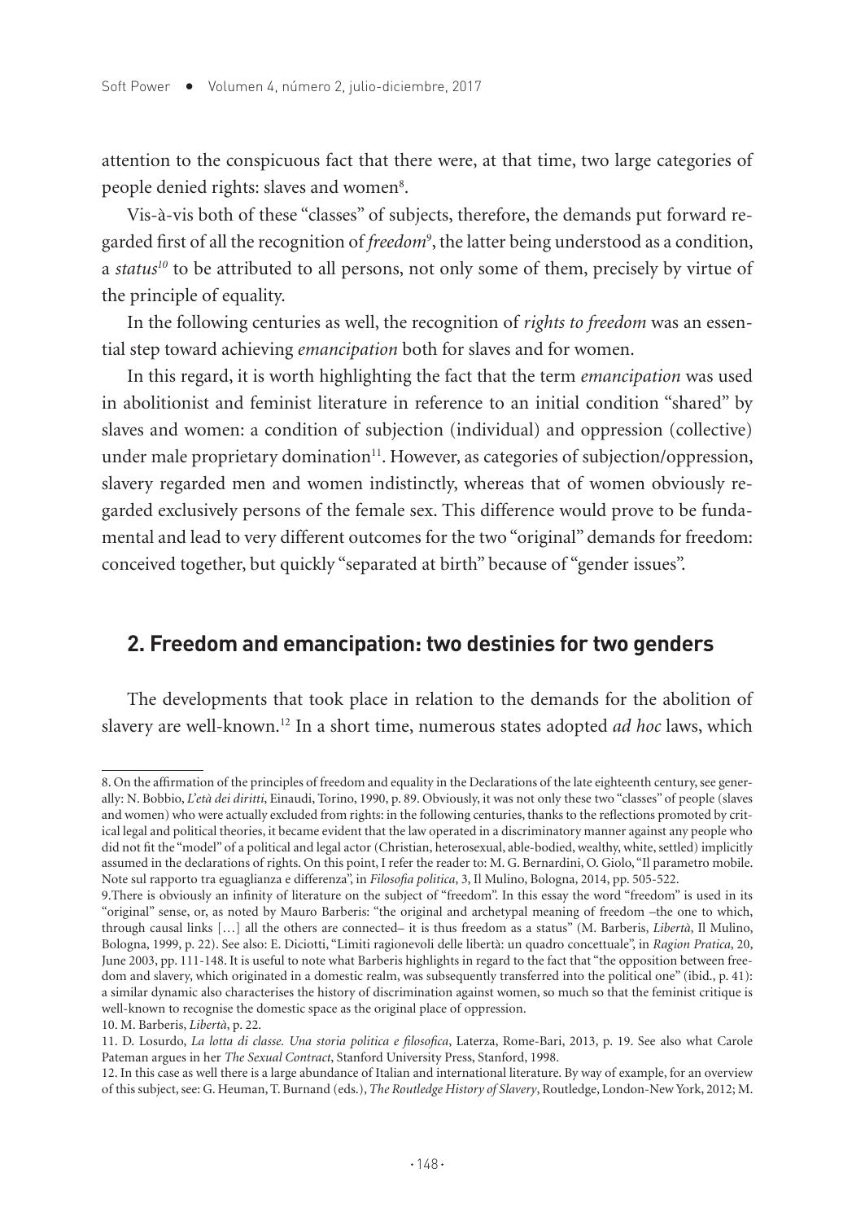attention to the conspicuous fact that there were, at that time, two large categories of people denied rights: slaves and women[8].

Vis-à-vis both of these "classes" of subjects, therefore, the demands put forward regarded first of all the recognition of *freedom*[9], the latter being understood as a condition, a *status*[10] to be attributed to all persons, not only some of them, precisely by virtue of the principle of equality.

In the following centuries as well, the recognition of *rights to freedom* was an essential step toward achieving *emancipation* both for slaves and for women.

In this regard, it is worth highlighting the fact that the term *emancipation* was used in abolitionist and feminist literature in reference to an initial condition "shared" by slaves and women: a condition of subjection (individual) and oppression (collective) under male proprietary domination[11]. However, as categories of subjection/oppression, slavery regarded men and women indistinctly, whereas that of women obviously regarded exclusively persons of the female sex. This difference would prove to be fundamental and lead to very different outcomes for the two "original" demands for freedom: conceived together, but quickly "separated at birth" because of "gender issues".

## 2. Freedom and emancipation: two destinies for two genders

The developments that took place in relation to the demands for the abolition of slavery are well-known.[12] In a short time, numerous states adopted *ad hoc* laws, which

---

8. On the affirmation of the principles of freedom and equality in the Declarations of the late eighteenth century, see generally: N. Bobbio, *L'età dei diritti*, Einaudi, Torino, 1990, p. 89. Obviously, it was not only these two "classes" of people (slaves and women) who were actually excluded from rights: in the following centuries, thanks to the reflections promoted by critical legal and political theories, it became evident that the law operated in a discriminatory manner against any people who did not fit the "model" of a political and legal actor (Christian, heterosexual, able-bodied, wealthy, white, settled) implicitly assumed in the declarations of rights. On this point, I refer the reader to: M. G. Bernardini, O. Giolo, "Il parametro mobile. Note sul rapporto tra eguaglianza e differenza", in *Filosofia politica*, 3, Il Mulino, Bologna, 2014, pp. 505-522.

9. There is obviously an infinity of literature on the subject of "freedom". In this essay the word "freedom" is used in its "original" sense, or, as noted by Mauro Barberis: "the original and archetypal meaning of freedom –the one to which, through causal links […] all the others are connected– it is thus freedom as a status" (M. Barberis, *Libertà*, Il Mulino, Bologna, 1999, p. 22). See also: E. Diciotti, "Limiti ragionevoli delle libertà: un quadro concettuale", in *Ragion Pratica*, 20, June 2003, pp. 111-148. It is useful to note what Barberis highlights in regard to the fact that "the opposition between freedom and slavery, which originated in a domestic realm, was subsequently transferred into the political one" (ibid., p. 41): a similar dynamic also characterises the history of discrimination against women, so much so that the feminist critique is well-known to recognise the domestic space as the original place of oppression.

10. M. Barberis, *Libertà*, p. 22.

11. D. Losurdo, *La lotta di classe. Una storia politica e filosofica*, Laterza, Rome-Bari, 2013, p. 19. See also what Carole Pateman argues in her *The Sexual Contract*, Stanford University Press, Stanford, 1998.

12. In this case as well there is a large abundance of Italian and international literature. By way of example, for an overview of this subject, see: G. Heuman, T. Burnand (eds.), *The Routledge History of Slavery*, Routledge, London-New York, 2012; M.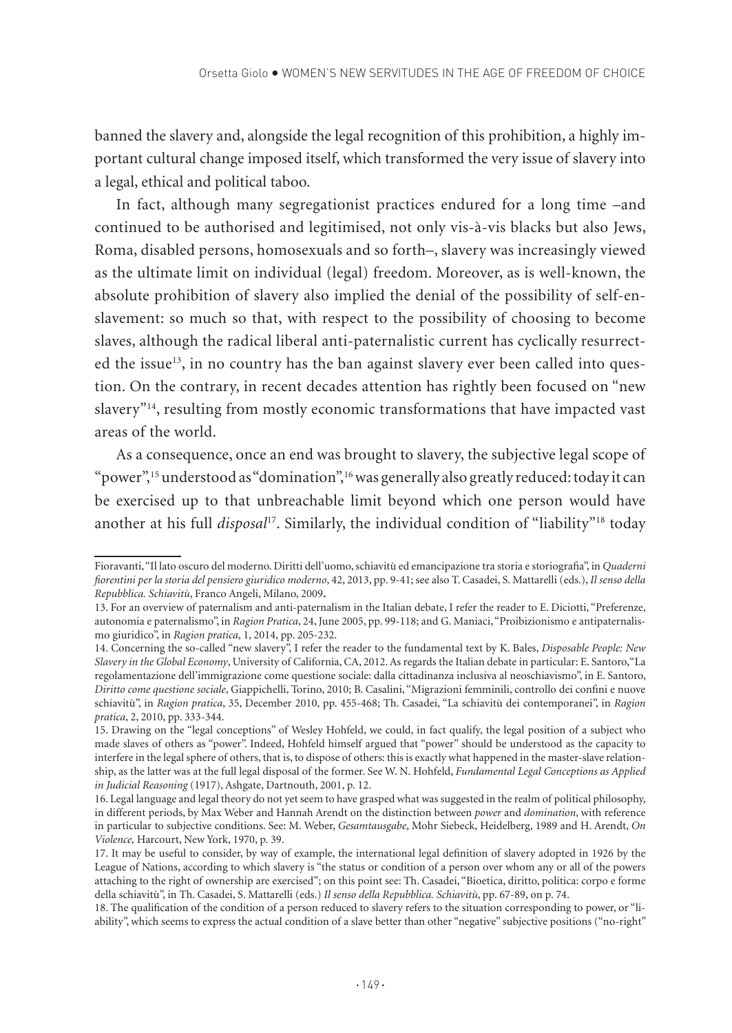banned the slavery and, alongside the legal recognition of this prohibition, a highly important cultural change imposed itself, which transformed the very issue of slavery into a legal, ethical and political taboo.

In fact, although many segregationist practices endured for a long time –and continued to be authorised and legitimised, not only vis-à-vis blacks but also Jews, Roma, disabled persons, homosexuals and so forth–, slavery was increasingly viewed as the ultimate limit on individual (legal) freedom. Moreover, as is well-known, the absolute prohibition of slavery also implied the denial of the possibility of self-enslavement: so much so that, with respect to the possibility of choosing to become slaves, although the radical liberal anti-paternalistic current has cyclically resurrected the issue[13], in no country has the ban against slavery ever been called into question. On the contrary, in recent decades attention has rightly been focused on "new slavery"[14], resulting from mostly economic transformations that have impacted vast areas of the world.

As a consequence, once an end was brought to slavery, the subjective legal scope of "power",[15] understood as "domination",[16] was generally also greatly reduced: today it can be exercised up to that unbreachable limit beyond which one person would have another at his full *disposal*[17]. Similarly, the individual condition of "liability"[18] today

---

Fioravanti, "Il lato oscuro del moderno. Diritti dell'uomo, schiavitù ed emancipazione tra storia e storiografia", in *Quaderni fiorentini per la storia del pensiero giuridico moderno*, 42, 2013, pp. 9-41; see also T. Casadei, S. Mattarelli (eds.), *Il senso della Repubblica. Schiavitù*, Franco Angeli, Milano, 2009**.**

13. For an overview of paternalism and anti-paternalism in the Italian debate, I refer the reader to E. Diciotti, "Preferenze, autonomia e paternalismo", in *Ragion Pratica*, 24, June 2005, pp. 99-118; and G. Maniaci, "Proibizionismo e antipaternalismo giuridico", in *Ragion pratica*, 1, 2014, pp. 205-232.

14. Concerning the so-called "new slavery", I refer the reader to the fundamental text by K. Bales, *Disposable People: New Slavery in the Global Economy*, University of California, CA, 2012. As regards the Italian debate in particular: E. Santoro, "La regolamentazione dell'immigrazione come questione sociale: dalla cittadinanza inclusiva al neoschiavismo", in E. Santoro, *Diritto come questione sociale*, Giappichelli, Torino, 2010; B. Casalini, "Migrazioni femminili, controllo dei confini e nuove schiavitù", in *Ragion pratica*, 35, December 2010, pp. 455-468; Th. Casadei, "La schiavitù dei contemporanei", in *Ragion pratica*, 2, 2010, pp. 333-344.

15. Drawing on the "legal conceptions" of Wesley Hohfeld, we could, in fact qualify, the legal position of a subject who made slaves of others as "power". Indeed, Hohfeld himself argued that "power" should be understood as the capacity to interfere in the legal sphere of others, that is, to dispose of others: this is exactly what happened in the master-slave relationship, as the latter was at the full legal disposal of the former. See W. N. Hohfeld, *Fundamental Legal Conceptions as Applied in Judicial Reasoning* (1917), Ashgate, Dartnouth, 2001, p. 12.

16. Legal language and legal theory do not yet seem to have grasped what was suggested in the realm of political philosophy, in different periods, by Max Weber and Hannah Arendt on the distinction between *power* and *domination*, with reference in particular to subjective conditions. See: M. Weber, *Gesamtausgabe*, Mohr Siebeck, Heidelberg, 1989 and H. Arendt, *On Violence,* Harcourt, New York, 1970, p. 39.

17. It may be useful to consider, by way of example, the international legal definition of slavery adopted in 1926 by the League of Nations, according to which slavery is "the status or condition of a person over whom any or all of the powers attaching to the right of ownership are exercised"; on this point see: Th. Casadei, "Bioetica, diritto, politica: corpo e forme della schiavitù", in Th. Casadei, S. Mattarelli (eds.) *Il senso della Repubblica. Schiavitù*, pp. 67-89, on p. 74.

18. The qualification of the condition of a person reduced to slavery refers to the situation corresponding to power, or "liability", which seems to express the actual condition of a slave better than other "negative" subjective positions ("no-right"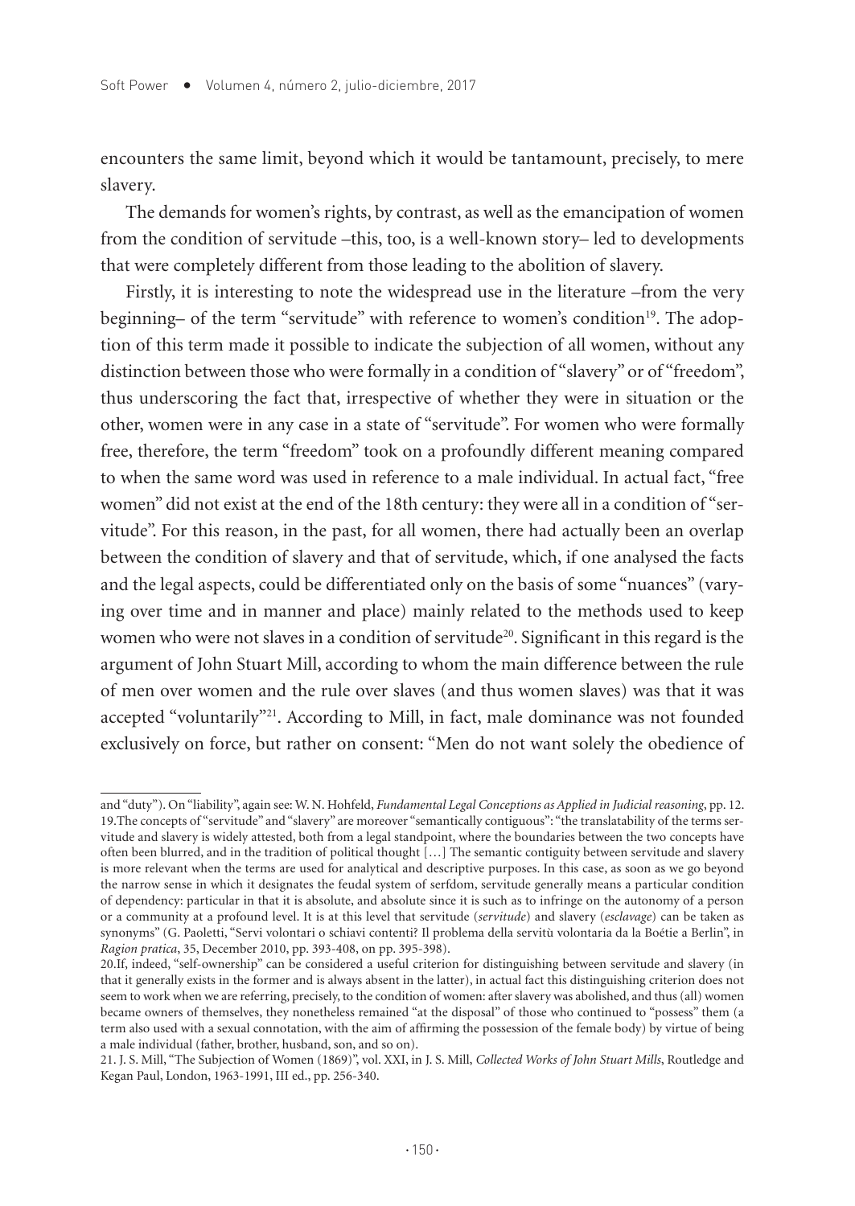encounters the same limit, beyond which it would be tantamount, precisely, to mere slavery.

The demands for women's rights, by contrast, as well as the emancipation of women from the condition of servitude –this, too, is a well-known story– led to developments that were completely different from those leading to the abolition of slavery.

Firstly, it is interesting to note the widespread use in the literature –from the very beginning– of the term "servitude" with reference to women's condition[19]. The adoption of this term made it possible to indicate the subjection of all women, without any distinction between those who were formally in a condition of "slavery" or of "freedom", thus underscoring the fact that, irrespective of whether they were in situation or the other, women were in any case in a state of "servitude". For women who were formally free, therefore, the term "freedom" took on a profoundly different meaning compared to when the same word was used in reference to a male individual. In actual fact, "free women" did not exist at the end of the 18th century: they were all in a condition of "servitude". For this reason, in the past, for all women, there had actually been an overlap between the condition of slavery and that of servitude, which, if one analysed the facts and the legal aspects, could be differentiated only on the basis of some "nuances" (varying over time and in manner and place) mainly related to the methods used to keep women who were not slaves in a condition of servitude[20]. Significant in this regard is the argument of John Stuart Mill, according to whom the main difference between the rule of men over women and the rule over slaves (and thus women slaves) was that it was accepted "voluntarily"[21]. According to Mill, in fact, male dominance was not founded exclusively on force, but rather on consent: "Men do not want solely the obedience of

---

and "duty"). On "liability", again see: W. N. Hohfeld, *Fundamental Legal Conceptions as Applied in Judicial reasoning*, pp. 12.

19.The concepts of "servitude" and "slavery" are moreover "semantically contiguous": "the translatability of the terms servitude and slavery is widely attested, both from a legal standpoint, where the boundaries between the two concepts have often been blurred, and in the tradition of political thought […] The semantic contiguity between servitude and slavery is more relevant when the terms are used for analytical and descriptive purposes. In this case, as soon as we go beyond the narrow sense in which it designates the feudal system of serfdom, servitude generally means a particular condition of dependency: particular in that it is absolute, and absolute since it is such as to infringe on the autonomy of a person or a community at a profound level. It is at this level that servitude (*servitude*) and slavery (*esclavage*) can be taken as synonyms" (G. Paoletti, "Servi volontari o schiavi contenti? Il problema della servitù volontaria da la Boétie a Berlin", in *Ragion pratica*, 35, December 2010, pp. 393-408, on pp. 395-398).

20.If, indeed, "self-ownership" can be considered a useful criterion for distinguishing between servitude and slavery (in that it generally exists in the former and is always absent in the latter), in actual fact this distinguishing criterion does not seem to work when we are referring, precisely, to the condition of women: after slavery was abolished, and thus (all) women became owners of themselves, they nonetheless remained "at the disposal" of those who continued to "possess" them (a term also used with a sexual connotation, with the aim of affirming the possession of the female body) by virtue of being a male individual (father, brother, husband, son, and so on).

21. J. S. Mill, "The Subjection of Women (1869)", vol. XXI, in J. S. Mill, *Collected Works of John Stuart Mills*, Routledge and Kegan Paul, London, 1963-1991, III ed., pp. 256-340.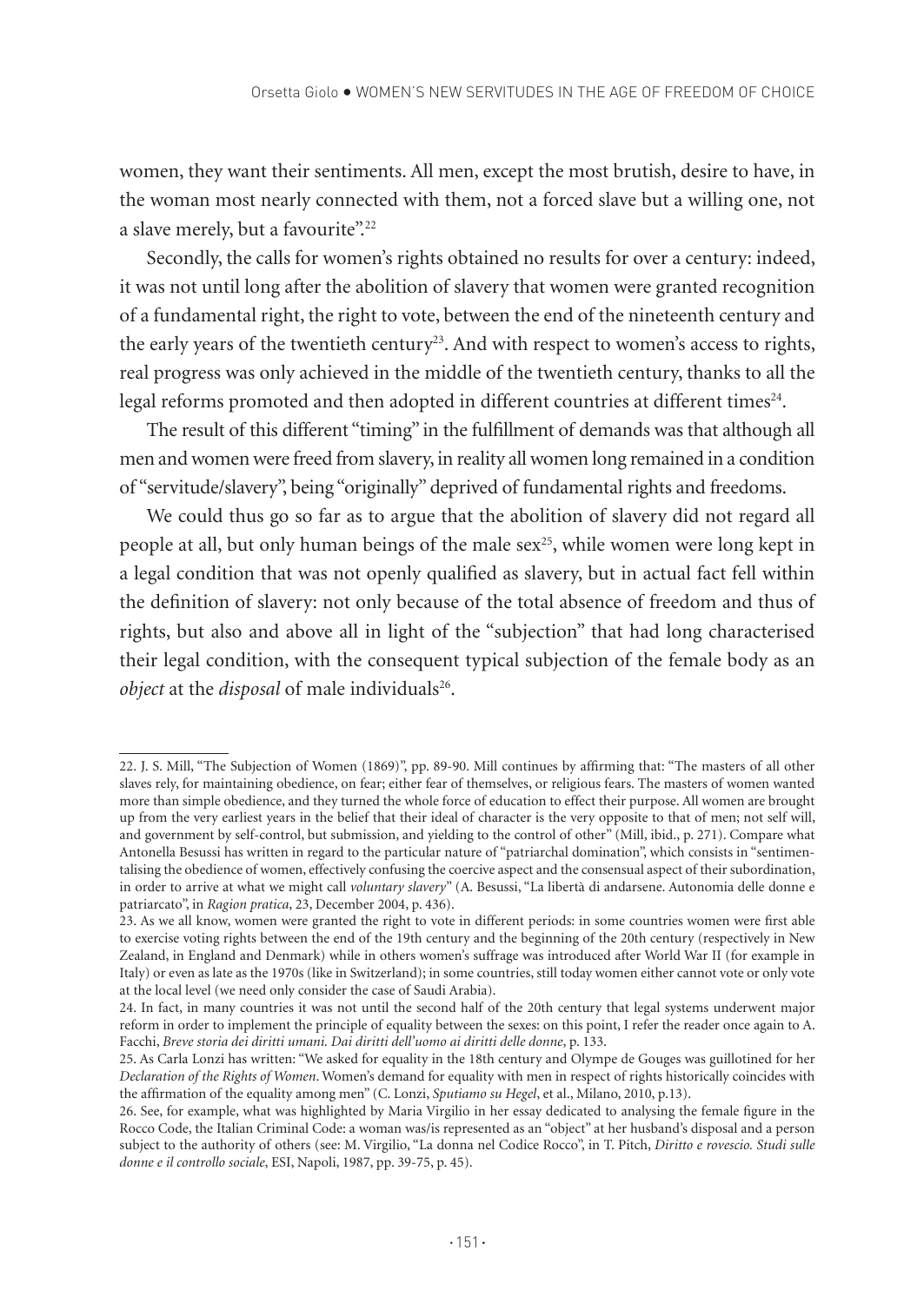women, they want their sentiments. All men, except the most brutish, desire to have, in the woman most nearly connected with them, not a forced slave but a willing one, not a slave merely, but a favourite".[22]

Secondly, the calls for women's rights obtained no results for over a century: indeed, it was not until long after the abolition of slavery that women were granted recognition of a fundamental right, the right to vote, between the end of the nineteenth century and the early years of the twentieth century[23]. And with respect to women's access to rights, real progress was only achieved in the middle of the twentieth century, thanks to all the legal reforms promoted and then adopted in different countries at different times[24].

The result of this different "timing" in the fulfillment of demands was that although all men and women were freed from slavery, in reality all women long remained in a condition of "servitude/slavery", being "originally" deprived of fundamental rights and freedoms.

We could thus go so far as to argue that the abolition of slavery did not regard all people at all, but only human beings of the male sex[25], while women were long kept in a legal condition that was not openly qualified as slavery, but in actual fact fell within the definition of slavery: not only because of the total absence of freedom and thus of rights, but also and above all in light of the "subjection" that had long characterised their legal condition, with the consequent typical subjection of the female body as an *object* at the *disposal* of male individuals[26].

---

22. J. S. Mill, "The Subjection of Women (1869)", pp. 89-90. Mill continues by affirming that: "The masters of all other slaves rely, for maintaining obedience, on fear; either fear of themselves, or religious fears. The masters of women wanted more than simple obedience, and they turned the whole force of education to effect their purpose. All women are brought up from the very earliest years in the belief that their ideal of character is the very opposite to that of men; not self will, and government by self-control, but submission, and yielding to the control of other" (Mill, ibid., p. 271). Compare what Antonella Besussi has written in regard to the particular nature of "patriarchal domination", which consists in "sentimentalising the obedience of women, effectively confusing the coercive aspect and the consensual aspect of their subordination, in order to arrive at what we might call *voluntary slavery*" (A. Besussi, "La libertà di andarsene. Autonomia delle donne e patriarcato", in *Ragion pratica*, 23, December 2004, p. 436).

23. As we all know, women were granted the right to vote in different periods: in some countries women were first able to exercise voting rights between the end of the 19th century and the beginning of the 20th century (respectively in New Zealand, in England and Denmark) while in others women's suffrage was introduced after World War II (for example in Italy) or even as late as the 1970s (like in Switzerland); in some countries, still today women either cannot vote or only vote at the local level (we need only consider the case of Saudi Arabia).

24. In fact, in many countries it was not until the second half of the 20th century that legal systems underwent major reform in order to implement the principle of equality between the sexes: on this point, I refer the reader once again to A. Facchi, *Breve storia dei diritti umani. Dai diritti dell'uomo ai diritti delle donne*, p. 133.

25. As Carla Lonzi has written: "We asked for equality in the 18th century and Olympe de Gouges was guillotined for her *Declaration of the Rights of Women*. Women's demand for equality with men in respect of rights historically coincides with the affirmation of the equality among men" (C. Lonzi, *Sputiamo su Hegel*, et al., Milano, 2010, p.13).

26. See, for example, what was highlighted by Maria Virgilio in her essay dedicated to analysing the female figure in the Rocco Code, the Italian Criminal Code: a woman was/is represented as an "object" at her husband's disposal and a person subject to the authority of others (see: M. Virgilio, "La donna nel Codice Rocco", in T. Pitch, *Diritto e rovescio. Studi sulle donne e il controllo sociale*, ESI, Napoli, 1987, pp. 39-75, p. 45).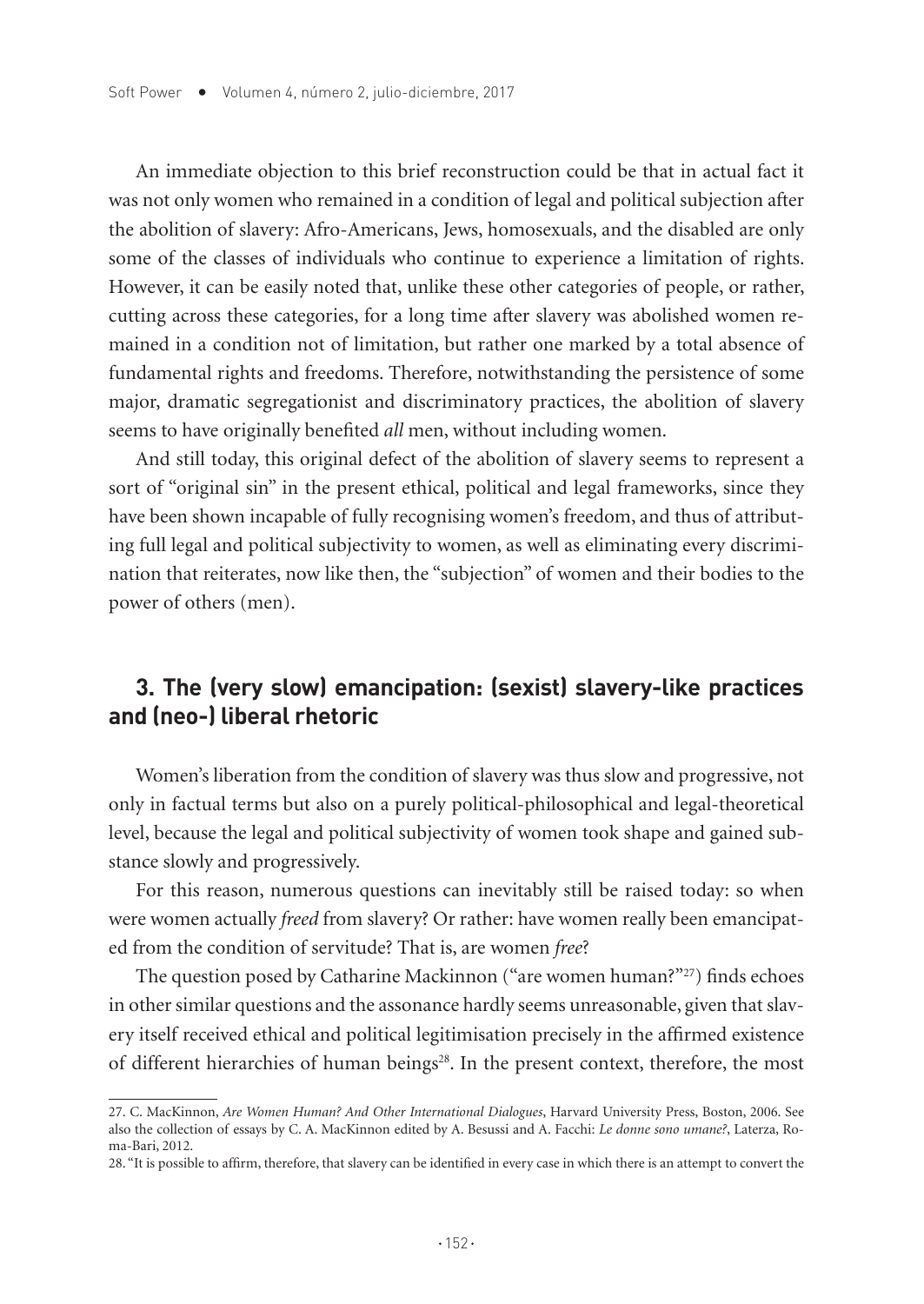An immediate objection to this brief reconstruction could be that in actual fact it was not only women who remained in a condition of legal and political subjection after the abolition of slavery: Afro-Americans, Jews, homosexuals, and the disabled are only some of the classes of individuals who continue to experience a limitation of rights. However, it can be easily noted that, unlike these other categories of people, or rather, cutting across these categories, for a long time after slavery was abolished women remained in a condition not of limitation, but rather one marked by a total absence of fundamental rights and freedoms. Therefore, notwithstanding the persistence of some major, dramatic segregationist and discriminatory practices, the abolition of slavery seems to have originally benefited *all* men, without including women.

And still today, this original defect of the abolition of slavery seems to represent a sort of "original sin" in the present ethical, political and legal frameworks, since they have been shown incapable of fully recognising women's freedom, and thus of attributing full legal and political subjectivity to women, as well as eliminating every discrimination that reiterates, now like then, the "subjection" of women and their bodies to the power of others (men).

## 3. The (very slow) emancipation: (sexist) slavery-like practices and (neo-) liberal rhetoric

Women's liberation from the condition of slavery was thus slow and progressive, not only in factual terms but also on a purely political-philosophical and legal-theoretical level, because the legal and political subjectivity of women took shape and gained substance slowly and progressively.

For this reason, numerous questions can inevitably still be raised today: so when were women actually *freed* from slavery? Or rather: have women really been emancipated from the condition of servitude? That is, are women *free*?

The question posed by Catharine Mackinnon ("are women human?"[27]) finds echoes in other similar questions and the assonance hardly seems unreasonable, given that slavery itself received ethical and political legitimisation precisely in the affirmed existence of different hierarchies of human beings[28]. In the present context, therefore, the most

27. C. MacKinnon, *Are Women Human? And Other International Dialogues*, Harvard University Press, Boston, 2006. See also the collection of essays by C. A. MacKinnon edited by A. Besussi and A. Facchi: *Le donne sono umane?*, Laterza, Roma-Bari, 2012.

28. "It is possible to affirm, therefore, that slavery can be identified in every case in which there is an attempt to convert the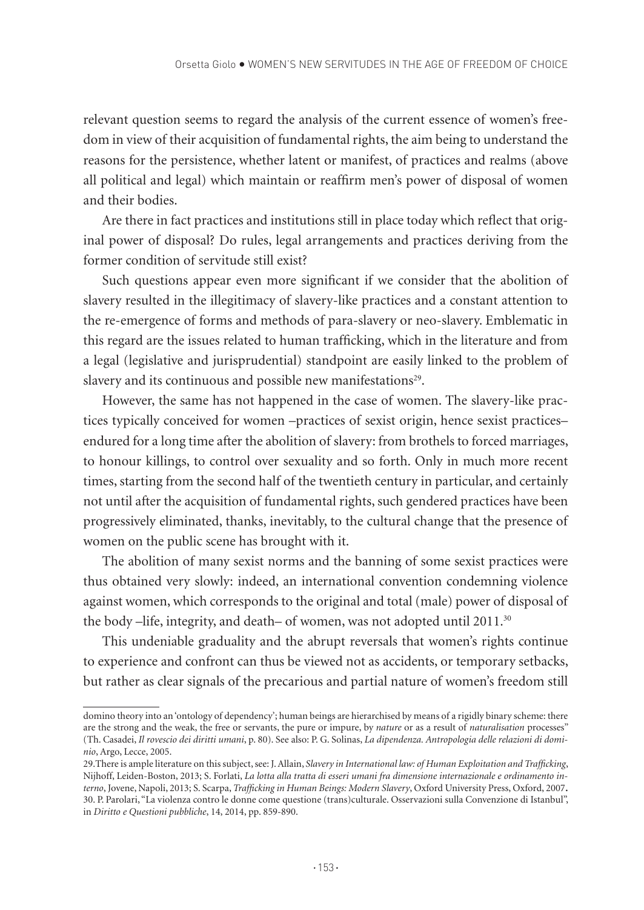relevant question seems to regard the analysis of the current essence of women's freedom in view of their acquisition of fundamental rights, the aim being to understand the reasons for the persistence, whether latent or manifest, of practices and realms (above all political and legal) which maintain or reaffirm men's power of disposal of women and their bodies.

Are there in fact practices and institutions still in place today which reflect that original power of disposal? Do rules, legal arrangements and practices deriving from the former condition of servitude still exist?

Such questions appear even more significant if we consider that the abolition of slavery resulted in the illegitimacy of slavery-like practices and a constant attention to the re-emergence of forms and methods of para-slavery or neo-slavery. Emblematic in this regard are the issues related to human trafficking, which in the literature and from a legal (legislative and jurisprudential) standpoint are easily linked to the problem of slavery and its continuous and possible new manifestations[29].

However, the same has not happened in the case of women. The slavery-like practices typically conceived for women –practices of sexist origin, hence sexist practices– endured for a long time after the abolition of slavery: from brothels to forced marriages, to honour killings, to control over sexuality and so forth. Only in much more recent times, starting from the second half of the twentieth century in particular, and certainly not until after the acquisition of fundamental rights, such gendered practices have been progressively eliminated, thanks, inevitably, to the cultural change that the presence of women on the public scene has brought with it.

The abolition of many sexist norms and the banning of some sexist practices were thus obtained very slowly: indeed, an international convention condemning violence against women, which corresponds to the original and total (male) power of disposal of the body –life, integrity, and death– of women, was not adopted until 2011.[30]

This undeniable graduality and the abrupt reversals that women's rights continue to experience and confront can thus be viewed not as accidents, or temporary setbacks, but rather as clear signals of the precarious and partial nature of women's freedom still

---

domino theory into an 'ontology of dependency'; human beings are hierarchised by means of a rigidly binary scheme: there are the strong and the weak, the free or servants, the pure or impure, by *nature* or as a result of *naturalisation* processes" (Th. Casadei, *Il rovescio dei diritti umani*, p. 80). See also: P. G. Solinas, *La dipendenza. Antropologia delle relazioni di dominio*, Argo, Lecce, 2005.

29. There is ample literature on this subject, see: J. Allain, *Slavery in International law: of Human Exploitation and Trafficking*, Nijhoff, Leiden-Boston, 2013; S. Forlati, *La lotta alla tratta di esseri umani fra dimensione internazionale e ordinamento interno*, Jovene, Napoli, 2013; S. Scarpa, *Trafficking in Human Beings: Modern Slavery*, Oxford University Press, Oxford, 2007.

30. P. Parolari, "La violenza contro le donne come questione (trans)culturale. Osservazioni sulla Convenzione di Istanbul", in *Diritto e Questioni pubbliche*, 14, 2014, pp. 859-890.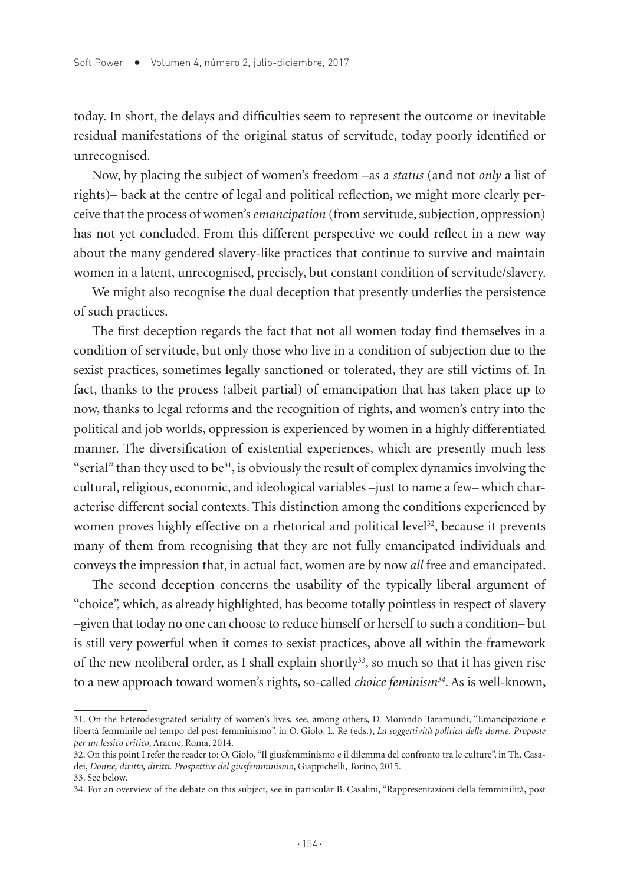today. In short, the delays and difficulties seem to represent the outcome or inevitable residual manifestations of the original status of servitude, today poorly identified or unrecognised.

Now, by placing the subject of women's freedom –as a *status* (and not *only* a list of rights)– back at the centre of legal and political reflection, we might more clearly perceive that the process of women's *emancipation* (from servitude, subjection, oppression) has not yet concluded. From this different perspective we could reflect in a new way about the many gendered slavery-like practices that continue to survive and maintain women in a latent, unrecognised, precisely, but constant condition of servitude/slavery.

We might also recognise the dual deception that presently underlies the persistence of such practices.

The first deception regards the fact that not all women today find themselves in a condition of servitude, but only those who live in a condition of subjection due to the sexist practices, sometimes legally sanctioned or tolerated, they are still victims of. In fact, thanks to the process (albeit partial) of emancipation that has taken place up to now, thanks to legal reforms and the recognition of rights, and women's entry into the political and job worlds, oppression is experienced by women in a highly differentiated manner. The diversification of existential experiences, which are presently much less "serial" than they used to be[31], is obviously the result of complex dynamics involving the cultural, religious, economic, and ideological variables –just to name a few– which characterise different social contexts. This distinction among the conditions experienced by women proves highly effective on a rhetorical and political level[32], because it prevents many of them from recognising that they are not fully emancipated individuals and conveys the impression that, in actual fact, women are by now *all* free and emancipated.

The second deception concerns the usability of the typically liberal argument of "choice", which, as already highlighted, has become totally pointless in respect of slavery –given that today no one can choose to reduce himself or herself to such a condition– but is still very powerful when it comes to sexist practices, above all within the framework of the new neoliberal order, as I shall explain shortly[33], so much so that it has given rise to a new approach toward women's rights, so-called *choice feminism*[34]. As is well-known,

---

31. On the heterodesignated seriality of women's lives, see, among others, D. Morondo Taramundi, "Emancipazione e libertà femminile nel tempo del post-femminismo", in O. Giolo, L. Re (eds.), *La soggettività politica delle donne. Proposte per un lessico critico*, Aracne, Roma, 2014.

32. On this point I refer the reader to: O. Giolo, "Il giusfemminismo e il dilemma del confronto tra le culture", in Th. Casadei, *Donne, diritto, diritti. Prospettive del giusfemminismo*, Giappichelli, Torino, 2015.

33. See below.

34. For an overview of the debate on this subject, see in particular B. Casalini, "Rappresentazioni della femminilità, post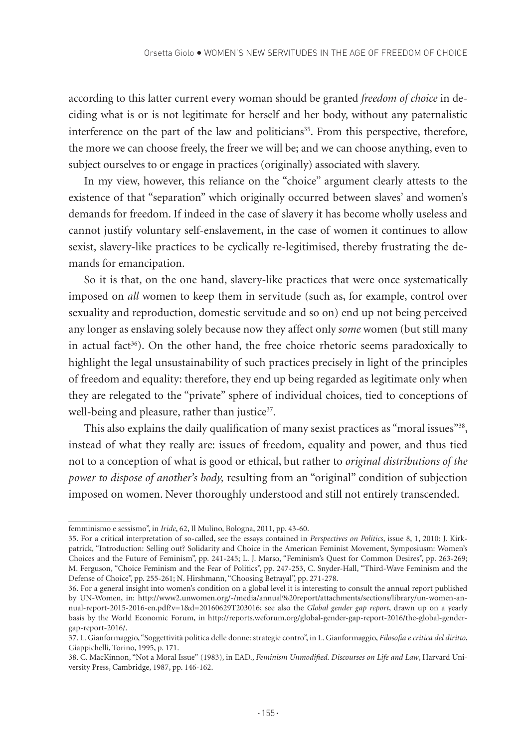according to this latter current every woman should be granted *freedom of choice* in deciding what is or is not legitimate for herself and her body, without any paternalistic interference on the part of the law and politicians[35]. From this perspective, therefore, the more we can choose freely, the freer we will be; and we can choose anything, even to subject ourselves to or engage in practices (originally) associated with slavery.

In my view, however, this reliance on the "choice" argument clearly attests to the existence of that "separation" which originally occurred between slaves' and women's demands for freedom. If indeed in the case of slavery it has become wholly useless and cannot justify voluntary self-enslavement, in the case of women it continues to allow sexist, slavery-like practices to be cyclically re-legitimised, thereby frustrating the demands for emancipation.

So it is that, on the one hand, slavery-like practices that were once systematically imposed on *all* women to keep them in servitude (such as, for example, control over sexuality and reproduction, domestic servitude and so on) end up not being perceived any longer as enslaving solely because now they affect only *some* women (but still many in actual fact[36]). On the other hand, the free choice rhetoric seems paradoxically to highlight the legal unsustainability of such practices precisely in light of the principles of freedom and equality: therefore, they end up being regarded as legitimate only when they are relegated to the "private" sphere of individual choices, tied to conceptions of well-being and pleasure, rather than justice[37].

This also explains the daily qualification of many sexist practices as "moral issues"[38], instead of what they really are: issues of freedom, equality and power, and thus tied not to a conception of what is good or ethical, but rather to *original distributions of the power to dispose of another's body,* resulting from an "original" condition of subjection imposed on women. Never thoroughly understood and still not entirely transcended.

---

femminismo e sessismo", in *Iride*, 62, Il Mulino, Bologna, 2011, pp. 43-60.

35. For a critical interpretation of so-called, see the essays contained in *Perspectives on Politics*, issue 8, 1, 2010: J. Kirkpatrick, "Introduction: Selling out? Solidarity and Choice in the American Feminist Movement, Symposiusm: Women's Choices and the Future of Feminism", pp. 241-245; L. J. Marso, "Feminism's Quest for Common Desires", pp. 263-269; M. Ferguson, "Choice Feminism and the Fear of Politics", pp. 247-253, C. Snyder-Hall, "Third-Wave Feminism and the Defense of Choice", pp. 255-261; N. Hirshmann, "Choosing Betrayal", pp. 271-278.

36. For a general insight into women's condition on a global level it is interesting to consult the annual report published by UN-Women, in: http://www2.unwomen.org/-/media/annual%20report/attachments/sections/library/un-women-annual-report-2015-2016-en.pdf?v=1&d=20160629T203016; see also the *Global gender gap report*, drawn up on a yearly basis by the World Economic Forum, in http://reports.weforum.org/global-gender-gap-report-2016/the-global-gender-gap-report-2016/.

37. L. Gianformaggio, "Soggettività politica delle donne: strategie contro", in L. Gianformaggio, *Filosofia e critica del diritto*, Giappichelli, Torino, 1995, p. 171.

38. C. MacKinnon, "Not a Moral Issue" (1983), in EAD., *Feminism Unmodified. Discourses on Life and Law*, Harvard University Press, Cambridge, 1987, pp. 146-162.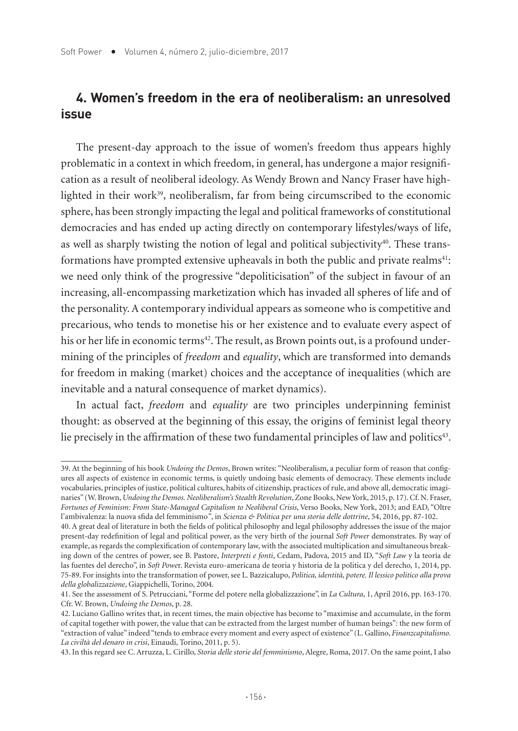## 4. Women's freedom in the era of neoliberalism: an unresolved issue

The present-day approach to the issue of women's freedom thus appears highly problematic in a context in which freedom, in general, has undergone a major resignification as a result of neoliberal ideology. As Wendy Brown and Nancy Fraser have highlighted in their work[39], neoliberalism, far from being circumscribed to the economic sphere, has been strongly impacting the legal and political frameworks of constitutional democracies and has ended up acting directly on contemporary lifestyles/ways of life, as well as sharply twisting the notion of legal and political subjectivity[40]. These transformations have prompted extensive upheavals in both the public and private realms[41]: we need only think of the progressive "depoliticisation" of the subject in favour of an increasing, all-encompassing marketization which has invaded all spheres of life and of the personality. A contemporary individual appears as someone who is competitive and precarious, who tends to monetise his or her existence and to evaluate every aspect of his or her life in economic terms[42]. The result, as Brown points out, is a profound undermining of the principles of *freedom* and *equality*, which are transformed into demands for freedom in making (market) choices and the acceptance of inequalities (which are inevitable and a natural consequence of market dynamics).

In actual fact, *freedom* and *equality* are two principles underpinning feminist thought: as observed at the beginning of this essay, the origins of feminist legal theory lie precisely in the affirmation of these two fundamental principles of law and politics[43].

---

39. At the beginning of his book *Undoing the Demos*, Brown writes: "Neoliberalism, a peculiar form of reason that configures all aspects of existence in economic terms, is quietly undoing basic elements of democracy. These elements include vocabularies, principles of justice, political cultures, habits of citizenship, practices of rule, and above all, democratic imaginaries" (W. Brown, *Undoing the Demos. Neoliberalism's Stealth Revolution*, Zone Books, New York, 2015, p. 17). Cf. N. Fraser, *Fortunes of Feminism: From State-Managed Capitalism to Neoliberal Crisis*, Verso Books, New York, 2013; and EAD, "Oltre l'ambivalenza: la nuova sfida del femminismo", in *Scienza & Politica per una storia delle dottrine*, 54, 2016, pp. 87-102.

40. A great deal of literature in both the fields of political philosophy and legal philosophy addresses the issue of the major present-day redefinition of legal and political power, as the very birth of the journal *Soft Power* demonstrates. By way of example, as regards the complexification of contemporary law, with the associated multiplication and simultaneous breaking down of the centres of power, see B. Pastore, *Interpreti e fonti*, Cedam, Padova, 2015 and ID, "*Soft Law* y la teoría de las fuentes del derecho", in *Soft Power*. Revista euro-americana de teoria y historia de la politica y del derecho, 1, 2014, pp. 75-89. For insights into the transformation of power, see L. Bazzicalupo, *Politica, identità, potere. Il lessico politico alla prova della globalizzazione*, Giappichelli, Torino, 2004.

41. See the assessment of S. Petrucciani, "Forme del potere nella globalizzazione", in *La Cultura*, 1, April 2016, pp. 163-170. Cfr. W. Brown, *Undoing the Demos*, p. 28.

42. Luciano Gallino writes that, in recent times, the main objective has become to "maximise and accumulate, in the form of capital together with power, the value that can be extracted from the largest number of human beings": the new form of "extraction of value" indeed "tends to embrace every moment and every aspect of existence" (L. Gallino, *Finanzcapitalismo. La civiltà del denaro in crisi*, Einaudi, Torino, 2011, p. 5).

43. In this regard see C. Arruzza, L. Cirillo, *Storia delle storie del femminismo*, Alegre, Roma, 2017. On the same point, I also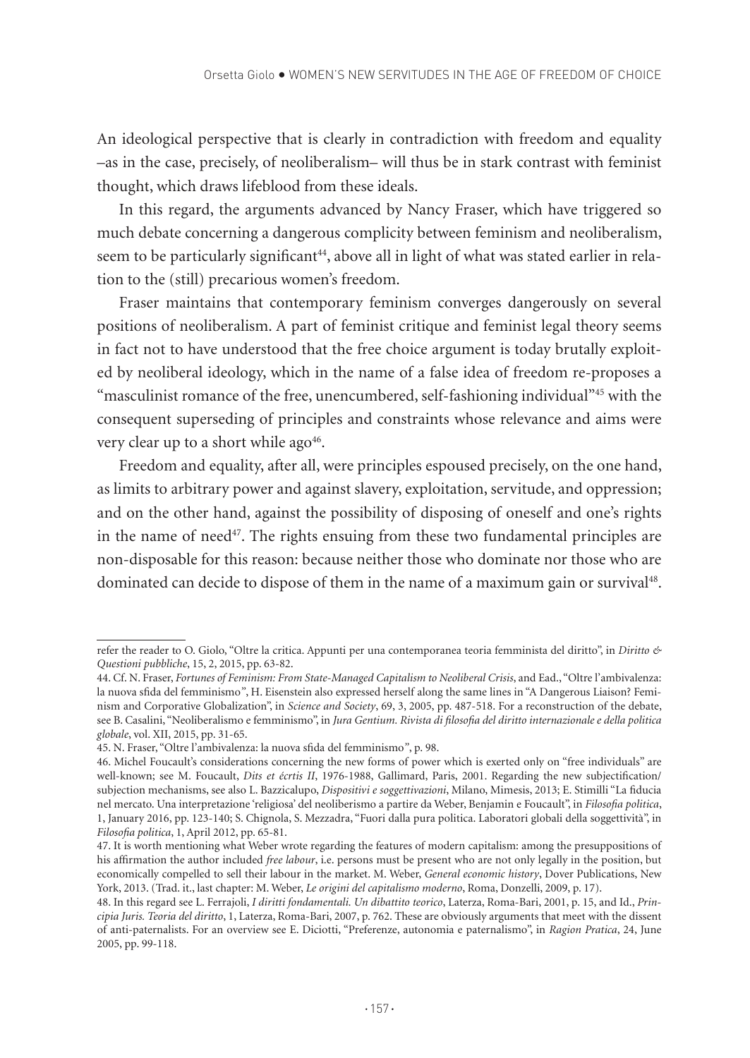An ideological perspective that is clearly in contradiction with freedom and equality –as in the case, precisely, of neoliberalism– will thus be in stark contrast with feminist thought, which draws lifeblood from these ideals.

In this regard, the arguments advanced by Nancy Fraser, which have triggered so much debate concerning a dangerous complicity between feminism and neoliberalism, seem to be particularly significant[44], above all in light of what was stated earlier in relation to the (still) precarious women's freedom.

Fraser maintains that contemporary feminism converges dangerously on several positions of neoliberalism. A part of feminist critique and feminist legal theory seems in fact not to have understood that the free choice argument is today brutally exploited by neoliberal ideology, which in the name of a false idea of freedom re-proposes a "masculinist romance of the free, unencumbered, self-fashioning individual"[45] with the consequent superseding of principles and constraints whose relevance and aims were very clear up to a short while ago[46].

Freedom and equality, after all, were principles espoused precisely, on the one hand, as limits to arbitrary power and against slavery, exploitation, servitude, and oppression; and on the other hand, against the possibility of disposing of oneself and one's rights in the name of need[47]. The rights ensuing from these two fundamental principles are non-disposable for this reason: because neither those who dominate nor those who are dominated can decide to dispose of them in the name of a maximum gain or survival[48].

---

refer the reader to O. Giolo, "Oltre la critica. Appunti per una contemporanea teoria femminista del diritto", in *Diritto & Questioni pubbliche*, 15, 2, 2015, pp. 63-82.

44. Cf. N. Fraser, *Fortunes of Feminism: From State-Managed Capitalism to Neoliberal Crisis*, and Ead., "Oltre l'ambivalenza: la nuova sfida del femminismo", H. Eisenstein also expressed herself along the same lines in "A Dangerous Liaison? Feminism and Corporative Globalization", in *Science and Society*, 69, 3, 2005, pp. 487-518. For a reconstruction of the debate, see B. Casalini, "Neoliberalismo e femminismo", in *Jura Gentium. Rivista di filosofia del diritto internazionale e della politica globale*, vol. XII, 2015, pp. 31-65.

45. N. Fraser, "Oltre l'ambivalenza: la nuova sfida del femminismo", p. 98.

46. Michel Foucault's considerations concerning the new forms of power which is exerted only on "free individuals" are well-known; see M. Foucault, *Dits et écrtis II*, 1976-1988, Gallimard, Paris, 2001. Regarding the new subjectification/subjection mechanisms, see also L. Bazzicalupo, *Dispositivi e soggettivazioni*, Milano, Mimesis, 2013; E. Stimilli "La fiducia nel mercato. Una interpretazione 'religiosa' del neoliberismo a partire da Weber, Benjamin e Foucault", in *Filosofia politica*, 1, January 2016, pp. 123-140; S. Chignola, S. Mezzadra, "Fuori dalla pura politica. Laboratori globali della soggettività", in *Filosofia politica*, 1, April 2012, pp. 65-81.

47. It is worth mentioning what Weber wrote regarding the features of modern capitalism: among the presuppositions of his affirmation the author included *free labour*, i.e. persons must be present who are not only legally in the position, but economically compelled to sell their labour in the market. M. Weber, *General economic history*, Dover Publications, New York, 2013. (Trad. it., last chapter: M. Weber, *Le origini del capitalismo moderno*, Roma, Donzelli, 2009, p. 17).

48. In this regard see L. Ferrajoli, *I diritti fondamentali. Un dibattito teorico*, Laterza, Roma-Bari, 2001, p. 15, and Id., *Principia Juris. Teoria del diritto*, 1, Laterza, Roma-Bari, 2007, p. 762. These are obviously arguments that meet with the dissent of anti-paternalists. For an overview see E. Diciotti, "Preferenze, autonomia e paternalismo", in *Ragion Pratica*, 24, June 2005, pp. 99-118.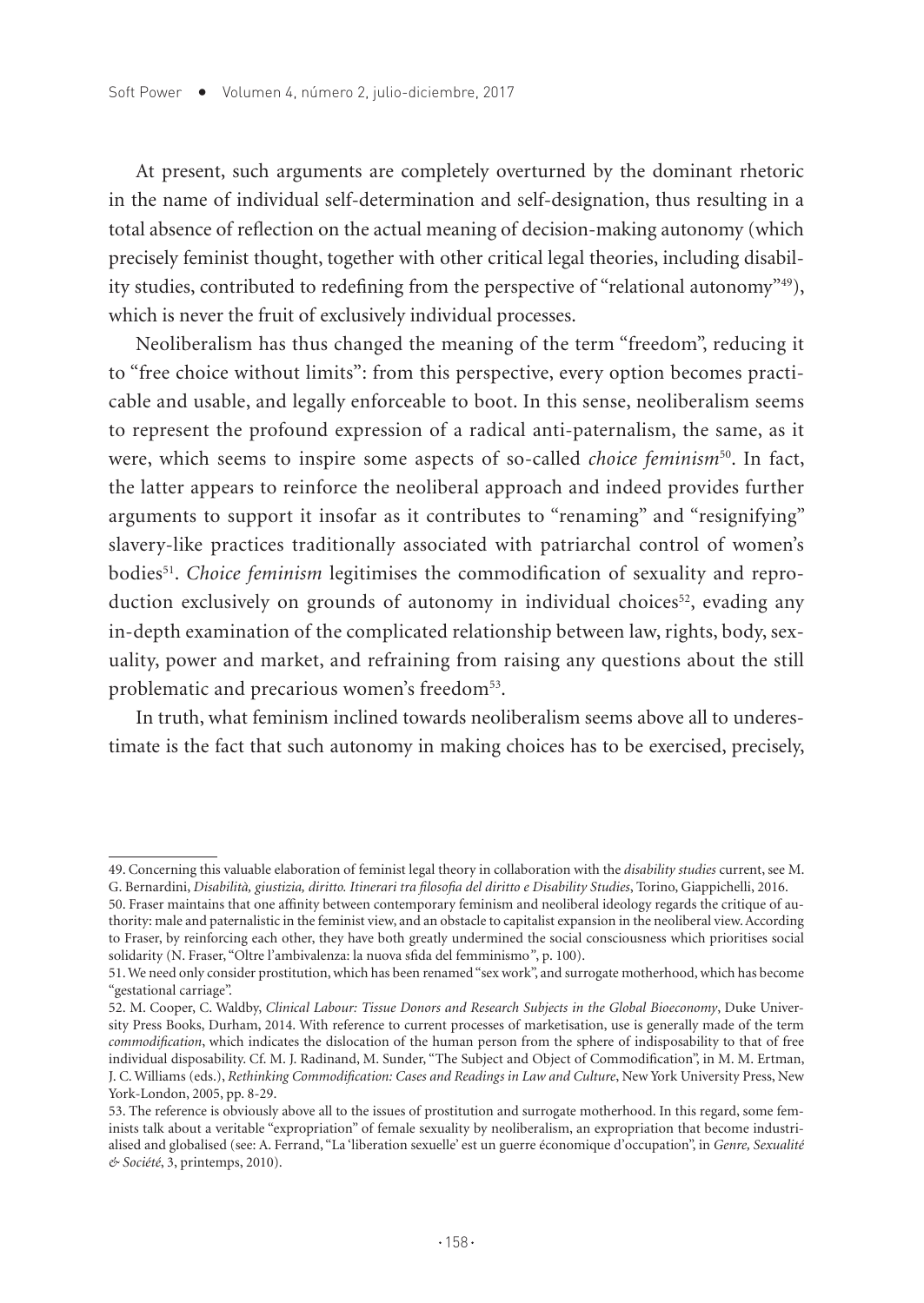At present, such arguments are completely overturned by the dominant rhetoric in the name of individual self-determination and self-designation, thus resulting in a total absence of reflection on the actual meaning of decision-making autonomy (which precisely feminist thought, together with other critical legal theories, including disability studies, contributed to redefining from the perspective of "relational autonomy"[49]), which is never the fruit of exclusively individual processes.

Neoliberalism has thus changed the meaning of the term "freedom", reducing it to "free choice without limits": from this perspective, every option becomes practicable and usable, and legally enforceable to boot. In this sense, neoliberalism seems to represent the profound expression of a radical anti-paternalism, the same, as it were, which seems to inspire some aspects of so-called *choice feminism*[50]. In fact, the latter appears to reinforce the neoliberal approach and indeed provides further arguments to support it insofar as it contributes to "renaming" and "resignifying" slavery-like practices traditionally associated with patriarchal control of women's bodies[51]. *Choice feminism* legitimises the commodification of sexuality and reproduction exclusively on grounds of autonomy in individual choices[52], evading any in-depth examination of the complicated relationship between law, rights, body, sexuality, power and market, and refraining from raising any questions about the still problematic and precarious women's freedom[53].

In truth, what feminism inclined towards neoliberalism seems above all to underestimate is the fact that such autonomy in making choices has to be exercised, precisely,

---

49. Concerning this valuable elaboration of feminist legal theory in collaboration with the *disability studies* current, see M. G. Bernardini, *Disabilità, giustizia, diritto. Itinerari tra filosofia del diritto e Disability Studies*, Torino, Giappichelli, 2016.

50. Fraser maintains that one affinity between contemporary feminism and neoliberal ideology regards the critique of authority: male and paternalistic in the feminist view, and an obstacle to capitalist expansion in the neoliberal view. According to Fraser, by reinforcing each other, they have both greatly undermined the social consciousness which prioritises social solidarity (N. Fraser, "Oltre l'ambivalenza: la nuova sfida del femminismo", p. 100).

51. We need only consider prostitution, which has been renamed "sex work", and surrogate motherhood, which has become "gestational carriage".

52. M. Cooper, C. Waldby, *Clinical Labour: Tissue Donors and Research Subjects in the Global Bioeconomy*, Duke University Press Books, Durham, 2014. With reference to current processes of marketisation, use is generally made of the term *commodification*, which indicates the dislocation of the human person from the sphere of indisposability to that of free individual disposability. Cf. M. J. Radinand, M. Sunder, "The Subject and Object of Commodification", in M. M. Ertman, J. C. Williams (eds.), *Rethinking Commodification: Cases and Readings in Law and Culture*, New York University Press, New York-London, 2005, pp. 8-29.

53. The reference is obviously above all to the issues of prostitution and surrogate motherhood. In this regard, some feminists talk about a veritable "expropriation" of female sexuality by neoliberalism, an expropriation that become industrialised and globalised (see: A. Ferrand, "La 'liberation sexuelle' est un guerre économique d'occupation", in *Genre, Sexualité & Société*, 3, printemps, 2010).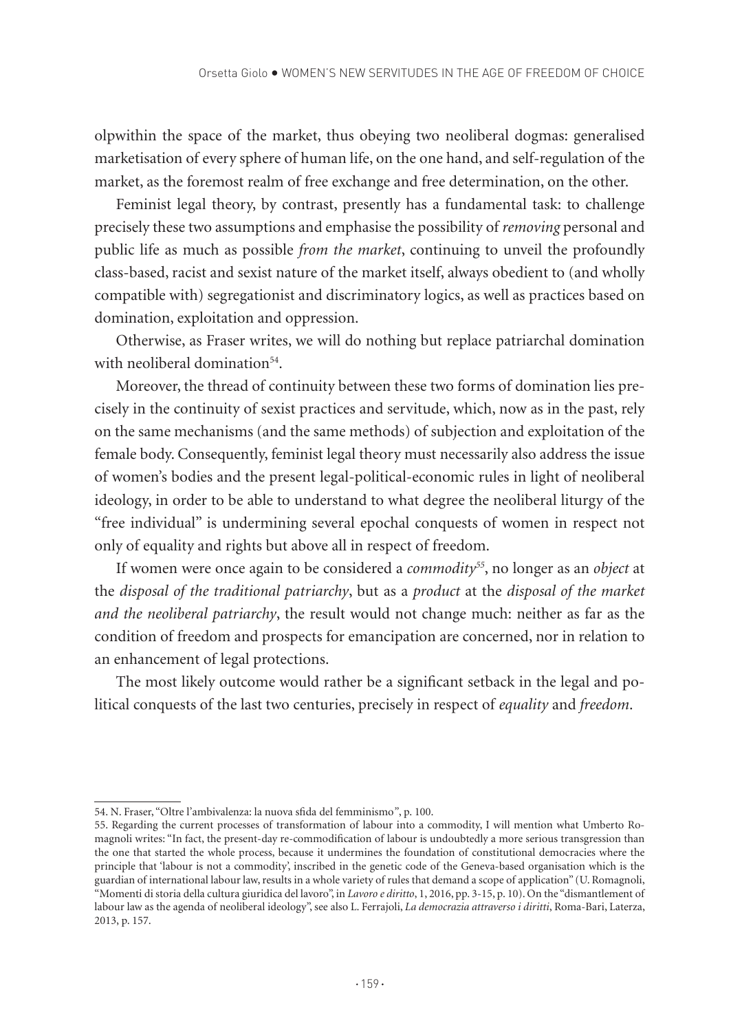olpwithin the space of the market, thus obeying two neoliberal dogmas: generalised marketisation of every sphere of human life, on the one hand, and self-regulation of the market, as the foremost realm of free exchange and free determination, on the other.

Feminist legal theory, by contrast, presently has a fundamental task: to challenge precisely these two assumptions and emphasise the possibility of *removing* personal and public life as much as possible *from the market*, continuing to unveil the profoundly class-based, racist and sexist nature of the market itself, always obedient to (and wholly compatible with) segregationist and discriminatory logics, as well as practices based on domination, exploitation and oppression.

Otherwise, as Fraser writes, we will do nothing but replace patriarchal domination with neoliberal domination[54].

Moreover, the thread of continuity between these two forms of domination lies precisely in the continuity of sexist practices and servitude, which, now as in the past, rely on the same mechanisms (and the same methods) of subjection and exploitation of the female body. Consequently, feminist legal theory must necessarily also address the issue of women's bodies and the present legal-political-economic rules in light of neoliberal ideology, in order to be able to understand to what degree the neoliberal liturgy of the "free individual" is undermining several epochal conquests of women in respect not only of equality and rights but above all in respect of freedom.

If women were once again to be considered a *commodity*[55], no longer as an *object* at the *disposal of the traditional patriarchy*, but as a *product* at the *disposal of the market and the neoliberal patriarchy*, the result would not change much: neither as far as the condition of freedom and prospects for emancipation are concerned, nor in relation to an enhancement of legal protections.

The most likely outcome would rather be a significant setback in the legal and political conquests of the last two centuries, precisely in respect of *equality* and *freedom*.

---

54. N. Fraser, "Oltre l'ambivalenza: la nuova sfida del femminismo", p. 100.

55. Regarding the current processes of transformation of labour into a commodity, I will mention what Umberto Romagnoli writes: "In fact, the present-day re-commodification of labour is undoubtedly a more serious transgression than the one that started the whole process, because it undermines the foundation of constitutional democracies where the principle that 'labour is not a commodity', inscribed in the genetic code of the Geneva-based organisation which is the guardian of international labour law, results in a whole variety of rules that demand a scope of application" (U. Romagnoli, "Momenti di storia della cultura giuridica del lavoro", in *Lavoro e diritto*, 1, 2016, pp. 3-15, p. 10). On the "dismantlement of labour law as the agenda of neoliberal ideology", see also L. Ferrajoli, *La democrazia attraverso i diritti*, Roma-Bari, Laterza, 2013, p. 157.